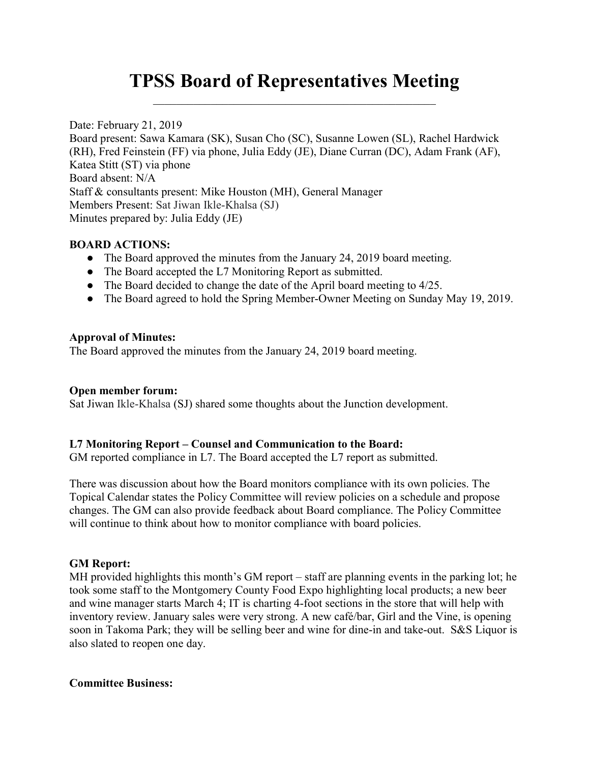# TPSS Board of Representatives Meeting

Date: February 21, 2019
Board present: Sawa Kamara (SK), Susan Cho (SC), Susanne Lowen (SL), Rachel Hardwick (RH), Fred Feinstein (FF) via phone, Julia Eddy (JE), Diane Curran (DC), Adam Frank (AF), Katea Stitt (ST) via phone
Board absent: N/A
Staff & consultants present: Mike Houston (MH), General Manager
Members Present: Sat Jiwan Ikle-Khalsa (SJ)
Minutes prepared by: Julia Eddy (JE)

**BOARD ACTIONS:**

- The Board approved the minutes from the January 24, 2019 board meeting.
- The Board accepted the L7 Monitoring Report as submitted.
- The Board decided to change the date of the April board meeting to 4/25.
- The Board agreed to hold the Spring Member-Owner Meeting on Sunday May 19, 2019.

**Approval of Minutes:**
The Board approved the minutes from the January 24, 2019 board meeting.

**Open member forum:**
Sat Jiwan Ikle-Khalsa (SJ) shared some thoughts about the Junction development.

**L7 Monitoring Report – Counsel and Communication to the Board:**
GM reported compliance in L7. The Board accepted the L7 report as submitted.

There was discussion about how the Board monitors compliance with its own policies. The Topical Calendar states the Policy Committee will review policies on a schedule and propose changes. The GM can also provide feedback about Board compliance. The Policy Committee will continue to think about how to monitor compliance with board policies.

**GM Report:**
MH provided highlights this month's GM report – staff are planning events in the parking lot; he took some staff to the Montgomery County Food Expo highlighting local products; a new beer and wine manager starts March 4; IT is charting 4-foot sections in the store that will help with inventory review. January sales were very strong. A new café/bar, Girl and the Vine, is opening soon in Takoma Park; they will be selling beer and wine for dine-in and take-out. S&S Liquor is also slated to reopen one day.

**Committee Business:**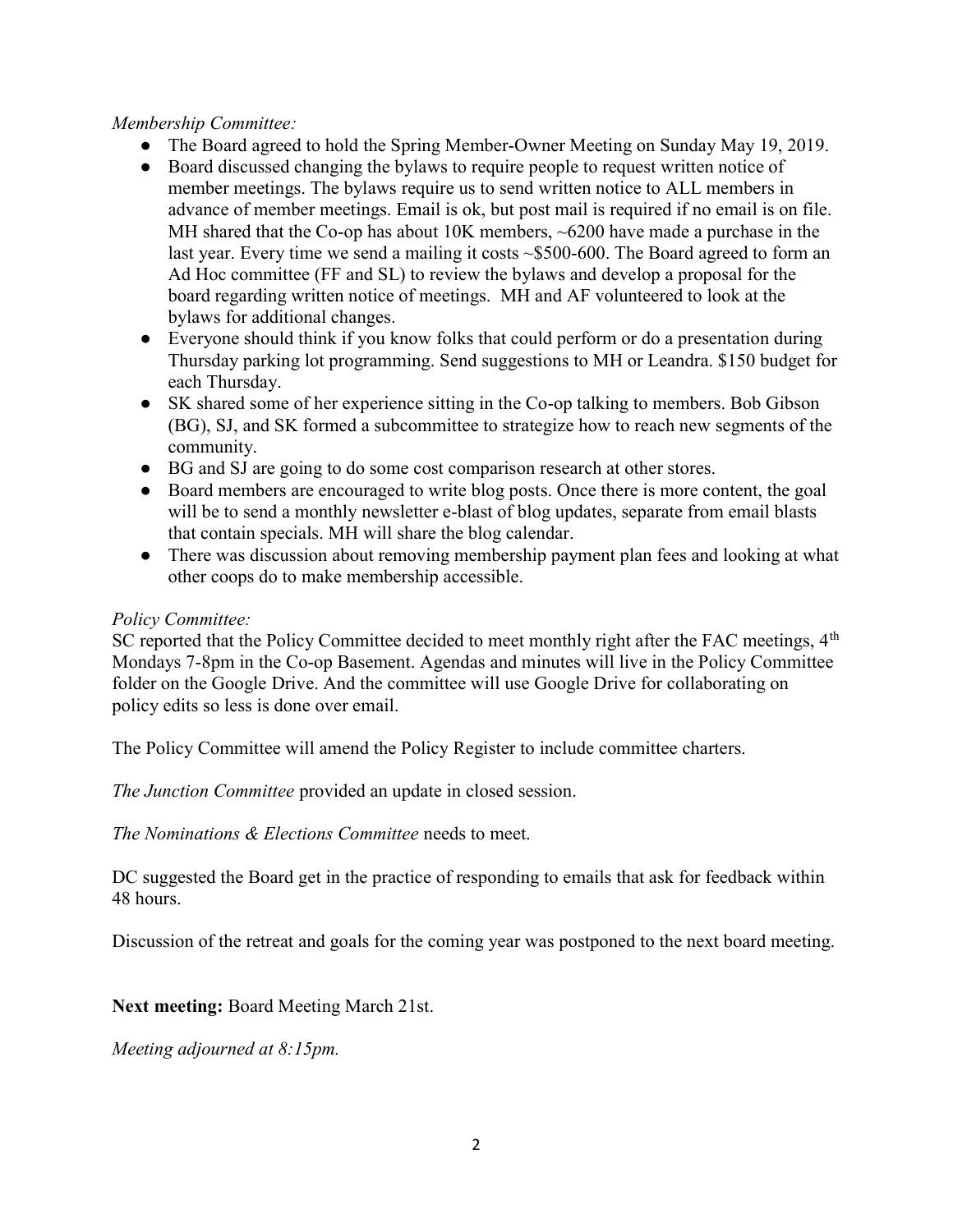*Membership Committee:*

- The Board agreed to hold the Spring Member-Owner Meeting on Sunday May 19, 2019.
- Board discussed changing the bylaws to require people to request written notice of member meetings. The bylaws require us to send written notice to ALL members in advance of member meetings. Email is ok, but post mail is required if no email is on file. MH shared that the Co-op has about 10K members, ~6200 have made a purchase in the last year. Every time we send a mailing it costs ~$500-600. The Board agreed to form an Ad Hoc committee (FF and SL) to review the bylaws and develop a proposal for the board regarding written notice of meetings. MH and AF volunteered to look at the bylaws for additional changes.
- Everyone should think if you know folks that could perform or do a presentation during Thursday parking lot programming. Send suggestions to MH or Leandra. $150 budget for each Thursday.
- SK shared some of her experience sitting in the Co-op talking to members. Bob Gibson (BG), SJ, and SK formed a subcommittee to strategize how to reach new segments of the community.
- BG and SJ are going to do some cost comparison research at other stores.
- Board members are encouraged to write blog posts. Once there is more content, the goal will be to send a monthly newsletter e-blast of blog updates, separate from email blasts that contain specials. MH will share the blog calendar.
- There was discussion about removing membership payment plan fees and looking at what other coops do to make membership accessible.

*Policy Committee:*
SC reported that the Policy Committee decided to meet monthly right after the FAC meetings, 4th Mondays 7-8pm in the Co-op Basement. Agendas and minutes will live in the Policy Committee folder on the Google Drive. And the committee will use Google Drive for collaborating on policy edits so less is done over email.

The Policy Committee will amend the Policy Register to include committee charters.

*The Junction Committee* provided an update in closed session.

*The Nominations & Elections Committee* needs to meet.

DC suggested the Board get in the practice of responding to emails that ask for feedback within 48 hours.

Discussion of the retreat and goals for the coming year was postponed to the next board meeting.

**Next meeting:** Board Meeting March 21st.

*Meeting adjourned at 8:15pm.*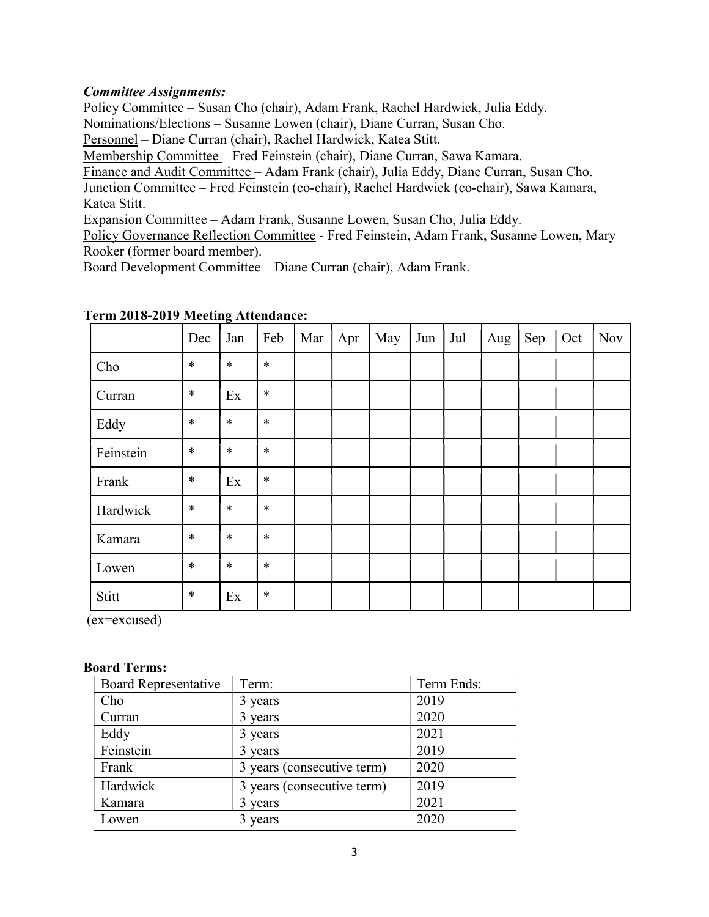***Committee Assignments:***

Policy Committee – Susan Cho (chair), Adam Frank, Rachel Hardwick, Julia Eddy.
Nominations/Elections – Susanne Lowen (chair), Diane Curran, Susan Cho.
Personnel – Diane Curran (chair), Rachel Hardwick, Katea Stitt.
Membership Committee – Fred Feinstein (chair), Diane Curran, Sawa Kamara.
Finance and Audit Committee – Adam Frank (chair), Julia Eddy, Diane Curran, Susan Cho.
Junction Committee – Fred Feinstein (co-chair), Rachel Hardwick (co-chair), Sawa Kamara, Katea Stitt.
Expansion Committee – Adam Frank, Susanne Lowen, Susan Cho, Julia Eddy.
Policy Governance Reflection Committee - Fred Feinstein, Adam Frank, Susanne Lowen, Mary Rooker (former board member).
Board Development Committee – Diane Curran (chair), Adam Frank.

**Term 2018-2019 Meeting Attendance:**

| | Dec | Jan | Feb | Mar | Apr | May | Jun | Jul | Aug | Sep | Oct | Nov |
|---|---|---|---|---|---|---|---|---|---|---|---|---|
| Cho | * | * | * | | | | | | | | | |
| Curran | * | Ex | * | | | | | | | | | |
| Eddy | * | * | * | | | | | | | | | |
| Feinstein | * | * | * | | | | | | | | | |
| Frank | * | Ex | * | | | | | | | | | |
| Hardwick | * | * | * | | | | | | | | | |
| Kamara | * | * | * | | | | | | | | | |
| Lowen | * | * | * | | | | | | | | | |
| Stitt | * | Ex | * | | | | | | | | | |

(ex=excused)

**Board Terms:**

| Board Representative | Term: | Term Ends: |
|---|---|---|
| Cho | 3 years | 2019 |
| Curran | 3 years | 2020 |
| Eddy | 3 years | 2021 |
| Feinstein | 3 years | 2019 |
| Frank | 3 years (consecutive term) | 2020 |
| Hardwick | 3 years (consecutive term) | 2019 |
| Kamara | 3 years | 2021 |
| Lowen | 3 years | 2020 |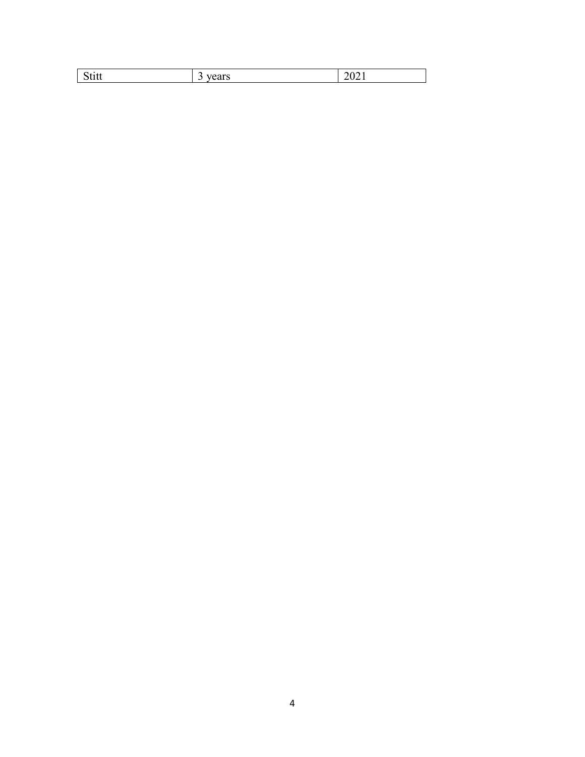| | | |
|---|---|---|
| Stitt | 3 years | 2021 |